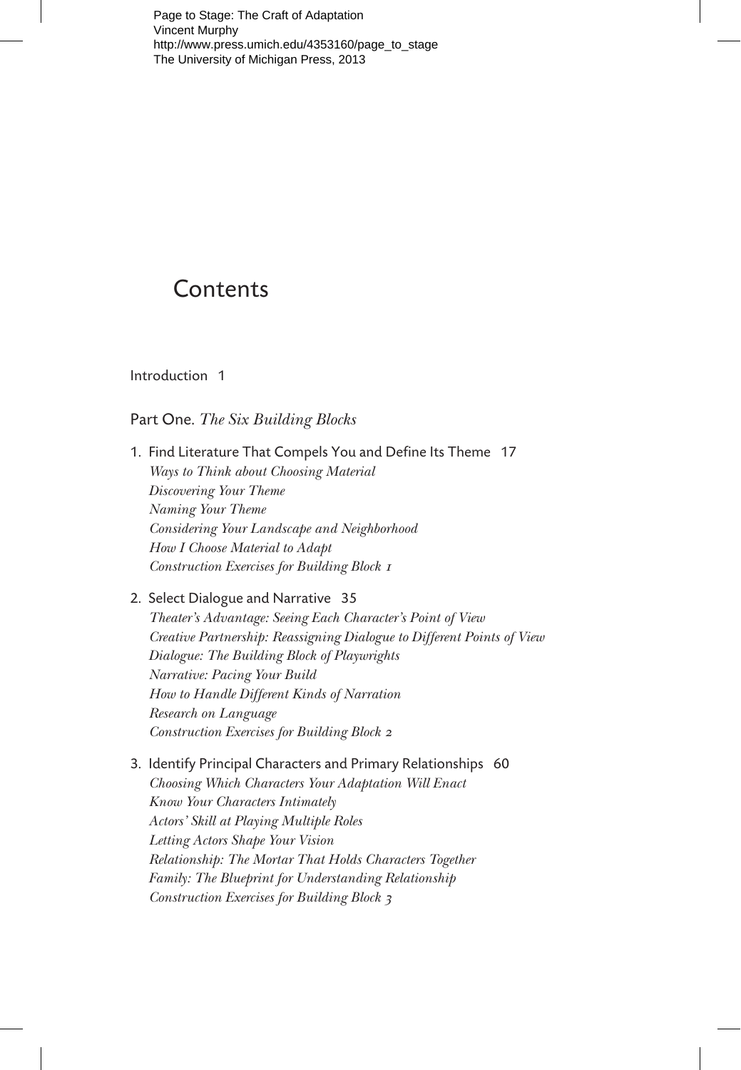# Contents

Introduction 1

## Part One. *The Six Building Blocks*

1. Find Literature That Compels You and Define Its Theme 17
   *Ways to Think about Choosing Material*
   *Discovering Your Theme*
   *Naming Your Theme*
   *Considering Your Landscape and Neighborhood*
   *How I Choose Material to Adapt*
   *Construction Exercises for Building Block 1*

2. Select Dialogue and Narrative 35
   *Theater's Advantage: Seeing Each Character's Point of View*
   *Creative Partnership: Reassigning Dialogue to Different Points of View*
   *Dialogue: The Building Block of Playwrights*
   *Narrative: Pacing Your Build*
   *How to Handle Different Kinds of Narration*
   *Research on Language*
   *Construction Exercises for Building Block 2*

3. Identify Principal Characters and Primary Relationships 60
   *Choosing Which Characters Your Adaptation Will Enact*
   *Know Your Characters Intimately*
   *Actors' Skill at Playing Multiple Roles*
   *Letting Actors Shape Your Vision*
   *Relationship: The Mortar That Holds Characters Together*
   *Family: The Blueprint for Understanding Relationship*
   *Construction Exercises for Building Block 3*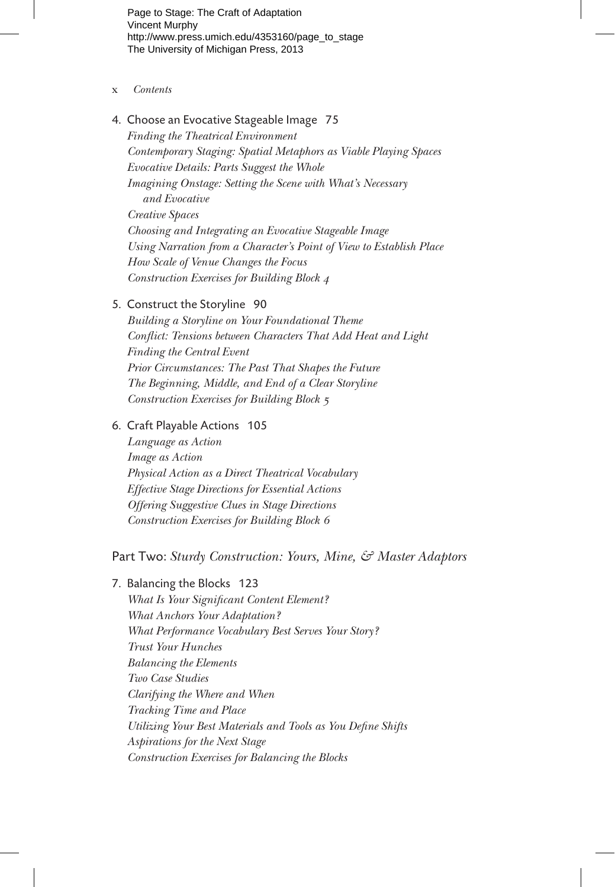4. Choose an Evocative Stageable Image 75
   - *Finding the Theatrical Environment*
   - *Contemporary Staging: Spatial Metaphors as Viable Playing Spaces*
   - *Evocative Details: Parts Suggest the Whole*
   - *Imagining Onstage: Setting the Scene with What's Necessary and Evocative*
   - *Creative Spaces*
   - *Choosing and Integrating an Evocative Stageable Image*
   - *Using Narration from a Character's Point of View to Establish Place*
   - *How Scale of Venue Changes the Focus*
   - *Construction Exercises for Building Block 4*

5. Construct the Storyline 90
   - *Building a Storyline on Your Foundational Theme*
   - *Conflict: Tensions between Characters That Add Heat and Light*
   - *Finding the Central Event*
   - *Prior Circumstances: The Past That Shapes the Future*
   - *The Beginning, Middle, and End of a Clear Storyline*
   - *Construction Exercises for Building Block 5*

6. Craft Playable Actions 105
   - *Language as Action*
   - *Image as Action*
   - *Physical Action as a Direct Theatrical Vocabulary*
   - *Effective Stage Directions for Essential Actions*
   - *Offering Suggestive Clues in Stage Directions*
   - *Construction Exercises for Building Block 6*

## Part Two: *Sturdy Construction: Yours, Mine, & Master Adaptors*

7. Balancing the Blocks 123
   - *What Is Your Significant Content Element?*
   - *What Anchors Your Adaptation?*
   - *What Performance Vocabulary Best Serves Your Story?*
   - *Trust Your Hunches*
   - *Balancing the Elements*
   - *Two Case Studies*
   - *Clarifying the Where and When*
   - *Tracking Time and Place*
   - *Utilizing Your Best Materials and Tools as You Define Shifts*
   - *Aspirations for the Next Stage*
   - *Construction Exercises for Balancing the Blocks*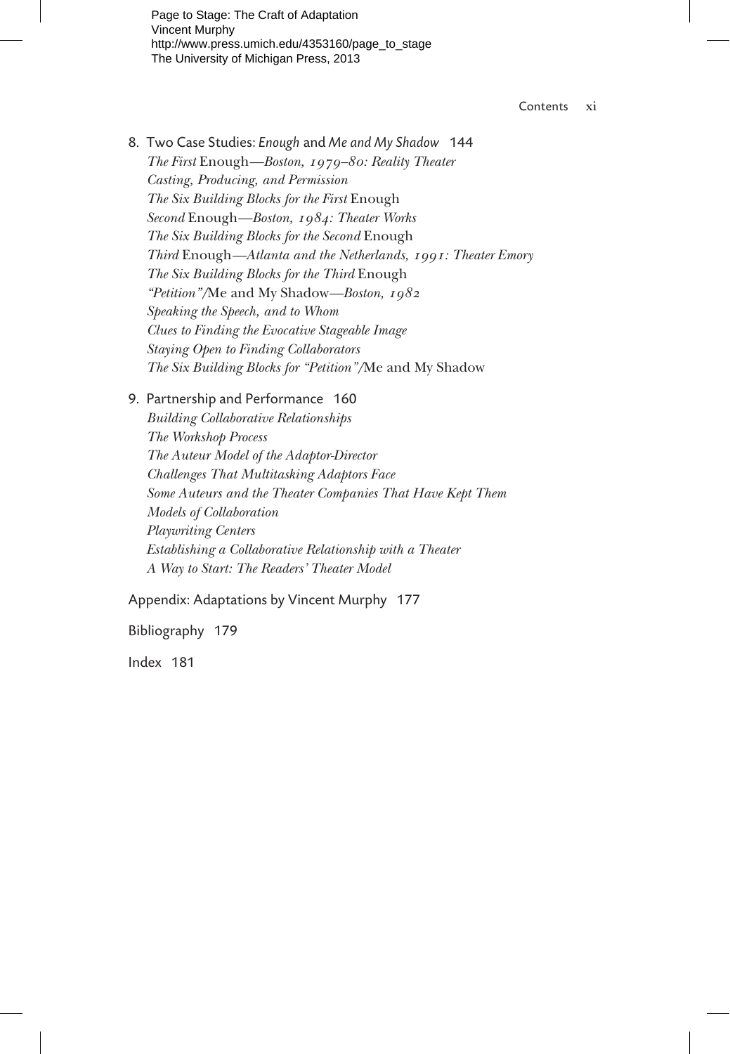8. Two Case Studies: *Enough* and *Me and My Shadow* 144
    - *The First* Enough*—Boston, 1979–80: Reality Theater*
    - *Casting, Producing, and Permission*
    - *The Six Building Blocks for the First* Enough
    - *Second* Enough*—Boston, 1984: Theater Works*
    - *The Six Building Blocks for the Second* Enough
    - *Third* Enough*—Atlanta and the Netherlands, 1991: Theater Emory*
    - *The Six Building Blocks for the Third* Enough
    - *"Petition"/*Me and My Shadow*—Boston, 1982*
    - *Speaking the Speech, and to Whom*
    - *Clues to Finding the Evocative Stageable Image*
    - *Staying Open to Finding Collaborators*
    - *The Six Building Blocks for "Petition"/*Me and My Shadow

9. Partnership and Performance 160
    - *Building Collaborative Relationships*
    - *The Workshop Process*
    - *The Auteur Model of the Adaptor-Director*
    - *Challenges That Multitasking Adaptors Face*
    - *Some Auteurs and the Theater Companies That Have Kept Them*
    - *Models of Collaboration*
    - *Playwriting Centers*
    - *Establishing a Collaborative Relationship with a Theater*
    - *A Way to Start: The Readers' Theater Model*

Appendix: Adaptations by Vincent Murphy 177

Bibliography 179

Index 181